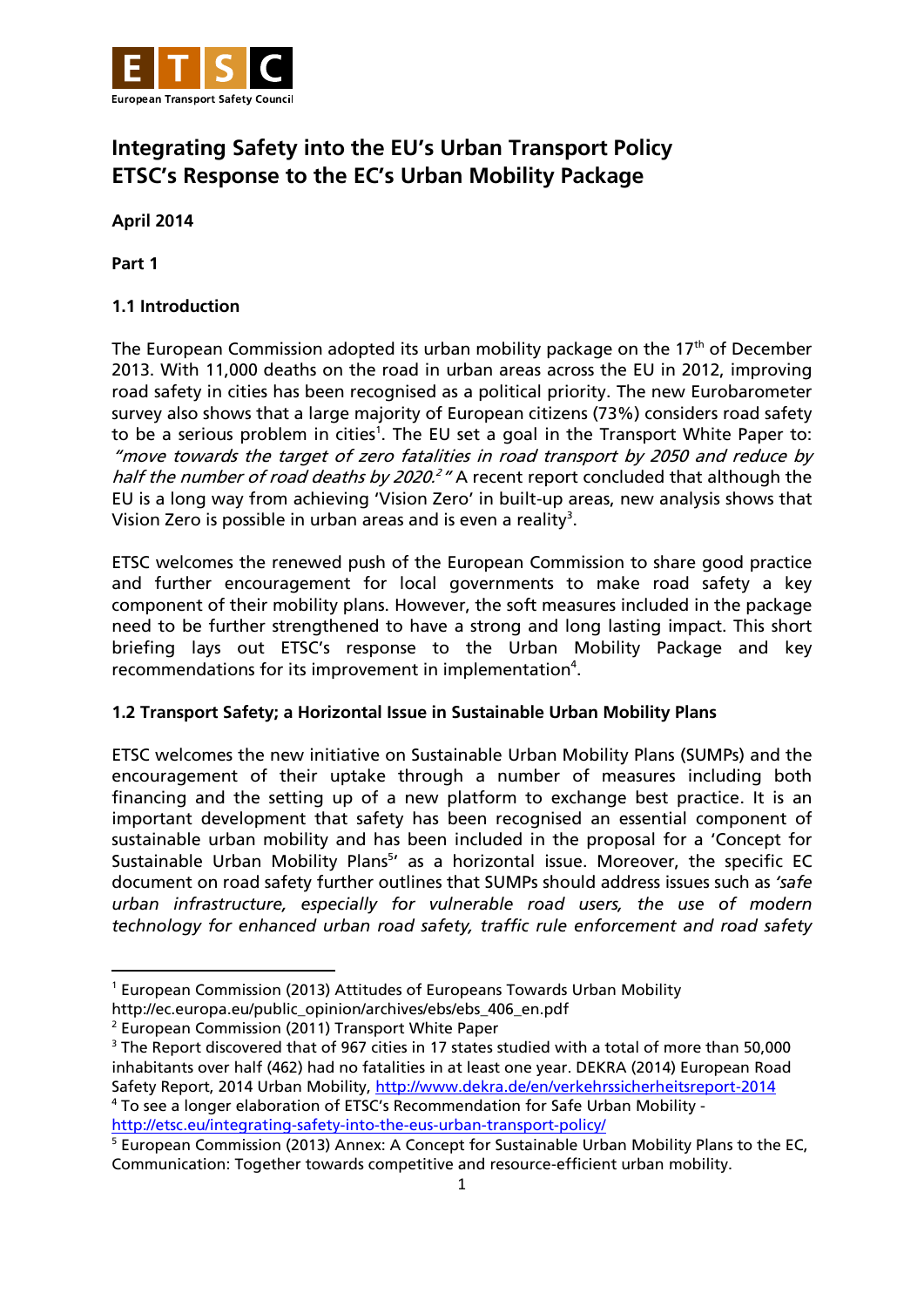# Integrating Safety into the EU's Urban Transport Policy
# ETSC's Response to the EC's Urban Mobility Package

**April 2014**

**Part 1**

### 1.1 Introduction

The European Commission adopted its urban mobility package on the 17th of December 2013. With 11,000 deaths on the road in urban areas across the EU in 2012, improving road safety in cities has been recognised as a political priority. The new Eurobarometer survey also shows that a large majority of European citizens (73%) considers road safety to be a serious problem in cities[1]. The EU set a goal in the Transport White Paper to: *"move towards the target of zero fatalities in road transport by 2050 and reduce by half the number of road deaths by 2020.[2]"* A recent report concluded that although the EU is a long way from achieving 'Vision Zero' in built-up areas, new analysis shows that Vision Zero is possible in urban areas and is even a reality[3].

ETSC welcomes the renewed push of the European Commission to share good practice and further encouragement for local governments to make road safety a key component of their mobility plans. However, the soft measures included in the package need to be further strengthened to have a strong and long lasting impact. This short briefing lays out ETSC's response to the Urban Mobility Package and key recommendations for its improvement in implementation[4].

### 1.2 Transport Safety; a Horizontal Issue in Sustainable Urban Mobility Plans

ETSC welcomes the new initiative on Sustainable Urban Mobility Plans (SUMPs) and the encouragement of their uptake through a number of measures including both financing and the setting up of a new platform to exchange best practice. It is an important development that safety has been recognised an essential component of sustainable urban mobility and has been included in the proposal for a 'Concept for Sustainable Urban Mobility Plans[5]' as a horizontal issue. Moreover, the specific EC document on road safety further outlines that SUMPs should address issues such as *'safe urban infrastructure, especially for vulnerable road users, the use of modern technology for enhanced urban road safety, traffic rule enforcement and road safety*

---

[1] European Commission (2013) Attitudes of Europeans Towards Urban Mobility http://ec.europa.eu/public_opinion/archives/ebs/ebs_406_en.pdf

[2] European Commission (2011) Transport White Paper

[3] The Report discovered that of 967 cities in 17 states studied with a total of more than 50,000 inhabitants over half (462) had no fatalities in at least one year. DEKRA (2014) European Road Safety Report, 2014 Urban Mobility, http://www.dekra.de/en/verkehrssicherheitsreport-2014

[4] To see a longer elaboration of ETSC's Recommendation for Safe Urban Mobility - http://etsc.eu/integrating-safety-into-the-eus-urban-transport-policy/

[5] European Commission (2013) Annex: A Concept for Sustainable Urban Mobility Plans to the EC, Communication: Together towards competitive and resource-efficient urban mobility.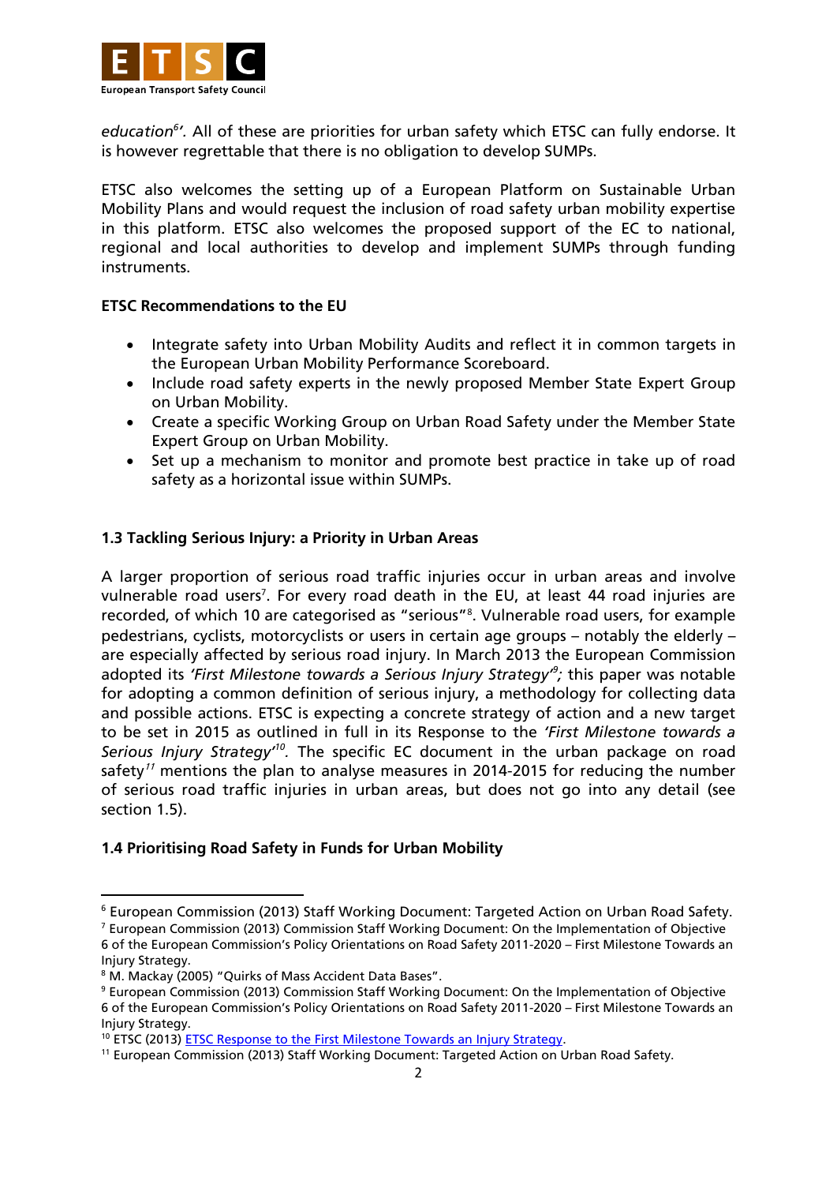*education*[6]*'*. All of these are priorities for urban safety which ETSC can fully endorse. It is however regrettable that there is no obligation to develop SUMPs.

ETSC also welcomes the setting up of a European Platform on Sustainable Urban Mobility Plans and would request the inclusion of road safety urban mobility expertise in this platform. ETSC also welcomes the proposed support of the EC to national, regional and local authorities to develop and implement SUMPs through funding instruments.

**ETSC Recommendations to the EU**

- Integrate safety into Urban Mobility Audits and reflect it in common targets in the European Urban Mobility Performance Scoreboard.
- Include road safety experts in the newly proposed Member State Expert Group on Urban Mobility.
- Create a specific Working Group on Urban Road Safety under the Member State Expert Group on Urban Mobility.
- Set up a mechanism to monitor and promote best practice in take up of road safety as a horizontal issue within SUMPs.

### 1.3 Tackling Serious Injury: a Priority in Urban Areas

A larger proportion of serious road traffic injuries occur in urban areas and involve vulnerable road users[7]. For every road death in the EU, at least 44 road injuries are recorded, of which 10 are categorised as "serious"[8]. Vulnerable road users, for example pedestrians, cyclists, motorcyclists or users in certain age groups – notably the elderly – are especially affected by serious road injury. In March 2013 the European Commission adopted its *'First Milestone towards a Serious Injury Strategy'*[9]*;* this paper was notable for adopting a common definition of serious injury, a methodology for collecting data and possible actions. ETSC is expecting a concrete strategy of action and a new target to be set in 2015 as outlined in full in its Response to the *'First Milestone towards a Serious Injury Strategy'*[10]. The specific EC document in the urban package on road safety[11] mentions the plan to analyse measures in 2014-2015 for reducing the number of serious road traffic injuries in urban areas, but does not go into any detail (see section 1.5).

### 1.4 Prioritising Road Safety in Funds for Urban Mobility

---

[6] European Commission (2013) Staff Working Document: Targeted Action on Urban Road Safety.
[7] European Commission (2013) Commission Staff Working Document: On the Implementation of Objective 6 of the European Commission's Policy Orientations on Road Safety 2011-2020 – First Milestone Towards an Injury Strategy.
[8] M. Mackay (2005) "Quirks of Mass Accident Data Bases".
[9] European Commission (2013) Commission Staff Working Document: On the Implementation of Objective 6 of the European Commission's Policy Orientations on Road Safety 2011-2020 – First Milestone Towards an Injury Strategy.
[10] ETSC (2013) ETSC Response to the First Milestone Towards an Injury Strategy.
[11] European Commission (2013) Staff Working Document: Targeted Action on Urban Road Safety.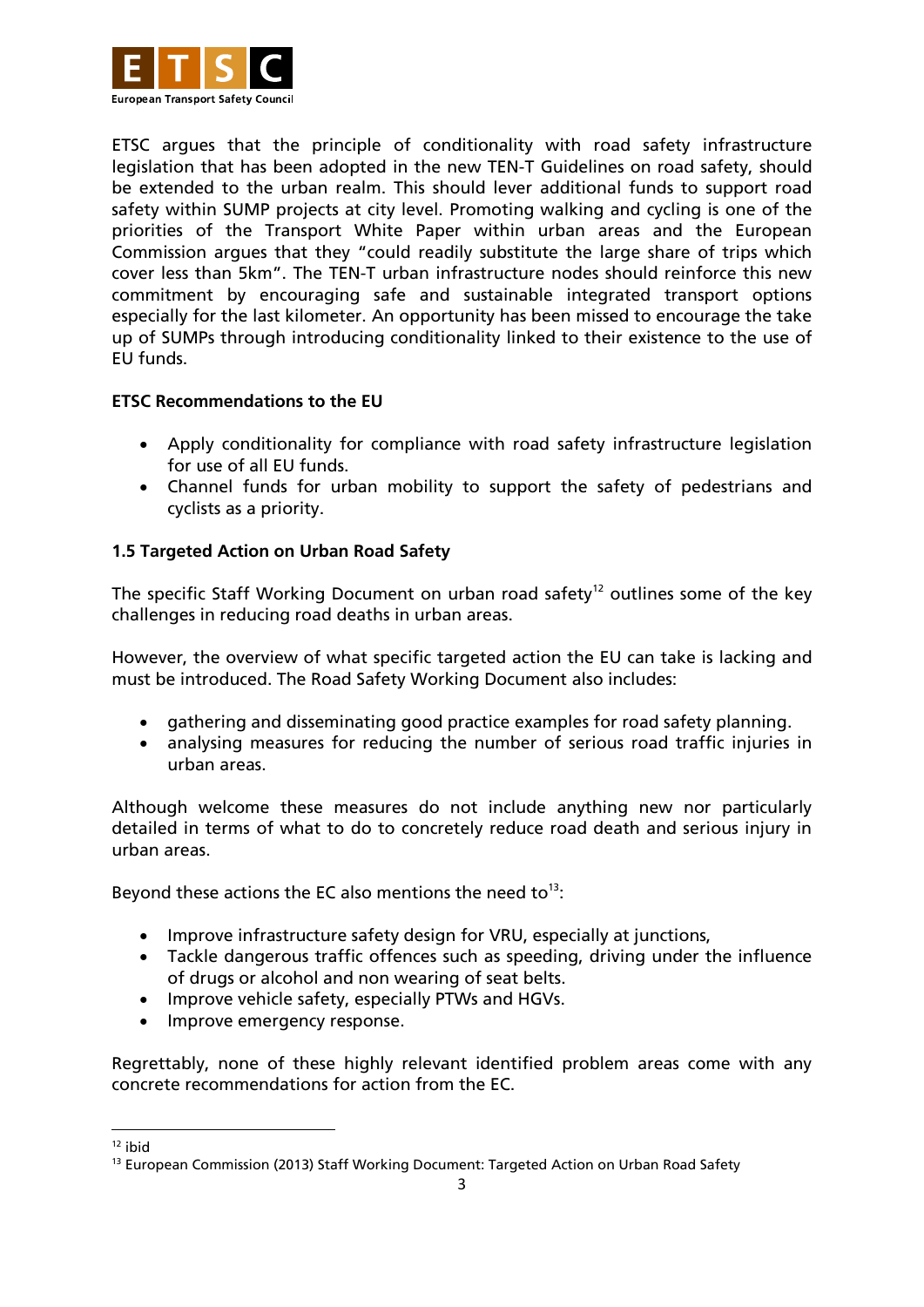ETSC argues that the principle of conditionality with road safety infrastructure legislation that has been adopted in the new TEN-T Guidelines on road safety, should be extended to the urban realm. This should lever additional funds to support road safety within SUMP projects at city level. Promoting walking and cycling is one of the priorities of the Transport White Paper within urban areas and the European Commission argues that they "could readily substitute the large share of trips which cover less than 5km". The TEN-T urban infrastructure nodes should reinforce this new commitment by encouraging safe and sustainable integrated transport options especially for the last kilometer. An opportunity has been missed to encourage the take up of SUMPs through introducing conditionality linked to their existence to the use of EU funds.

**ETSC Recommendations to the EU**

- Apply conditionality for compliance with road safety infrastructure legislation for use of all EU funds.
- Channel funds for urban mobility to support the safety of pedestrians and cyclists as a priority.

### 1.5 Targeted Action on Urban Road Safety

The specific Staff Working Document on urban road safety[12] outlines some of the key challenges in reducing road deaths in urban areas.

However, the overview of what specific targeted action the EU can take is lacking and must be introduced. The Road Safety Working Document also includes:

- gathering and disseminating good practice examples for road safety planning.
- analysing measures for reducing the number of serious road traffic injuries in urban areas.

Although welcome these measures do not include anything new nor particularly detailed in terms of what to do to concretely reduce road death and serious injury in urban areas.

Beyond these actions the EC also mentions the need to[13]:

- Improve infrastructure safety design for VRU, especially at junctions,
- Tackle dangerous traffic offences such as speeding, driving under the influence of drugs or alcohol and non wearing of seat belts.
- Improve vehicle safety, especially PTWs and HGVs.
- Improve emergency response.

Regrettably, none of these highly relevant identified problem areas come with any concrete recommendations for action from the EC.

[12] ibid

[13] European Commission (2013) Staff Working Document: Targeted Action on Urban Road Safety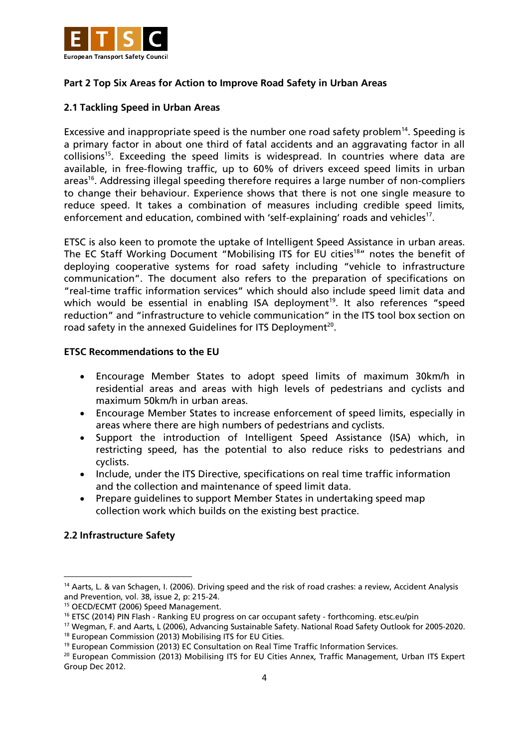## Part 2 Top Six Areas for Action to Improve Road Safety in Urban Areas

### 2.1 Tackling Speed in Urban Areas

Excessive and inappropriate speed is the number one road safety problem[14]. Speeding is a primary factor in about one third of fatal accidents and an aggravating factor in all collisions[15]. Exceeding the speed limits is widespread. In countries where data are available, in free-flowing traffic, up to 60% of drivers exceed speed limits in urban areas[16]. Addressing illegal speeding therefore requires a large number of non-compliers to change their behaviour. Experience shows that there is not one single measure to reduce speed. It takes a combination of measures including credible speed limits, enforcement and education, combined with 'self-explaining' roads and vehicles[17].

ETSC is also keen to promote the uptake of Intelligent Speed Assistance in urban areas. The EC Staff Working Document "Mobilising ITS for EU cities[18]" notes the benefit of deploying cooperative systems for road safety including "vehicle to infrastructure communication". The document also refers to the preparation of specifications on "real-time traffic information services" which should also include speed limit data and which would be essential in enabling ISA deployment[19]. It also references "speed reduction" and "infrastructure to vehicle communication" in the ITS tool box section on road safety in the annexed Guidelines for ITS Deployment[20].

**ETSC Recommendations to the EU**

- Encourage Member States to adopt speed limits of maximum 30km/h in residential areas and areas with high levels of pedestrians and cyclists and maximum 50km/h in urban areas.
- Encourage Member States to increase enforcement of speed limits, especially in areas where there are high numbers of pedestrians and cyclists.
- Support the introduction of Intelligent Speed Assistance (ISA) which, in restricting speed, has the potential to also reduce risks to pedestrians and cyclists.
- Include, under the ITS Directive, specifications on real time traffic information and the collection and maintenance of speed limit data.
- Prepare guidelines to support Member States in undertaking speed map collection work which builds on the existing best practice.

### 2.2 Infrastructure Safety

---

[14] Aarts, L. & van Schagen, I. (2006). Driving speed and the risk of road crashes: a review, Accident Analysis and Prevention, vol. 38, issue 2, p: 215-24.

[15] OECD/ECMT (2006) Speed Management.

[16] ETSC (2014) PIN Flash - Ranking EU progress on car occupant safety - forthcoming. etsc.eu/pin

[17] Wegman, F. and Aarts, L (2006), Advancing Sustainable Safety. National Road Safety Outlook for 2005-2020.

[18] European Commission (2013) Mobilising ITS for EU Cities.

[19] European Commission (2013) EC Consultation on Real Time Traffic Information Services.

[20] European Commission (2013) Mobilising ITS for EU Cities Annex, Traffic Management, Urban ITS Expert Group Dec 2012.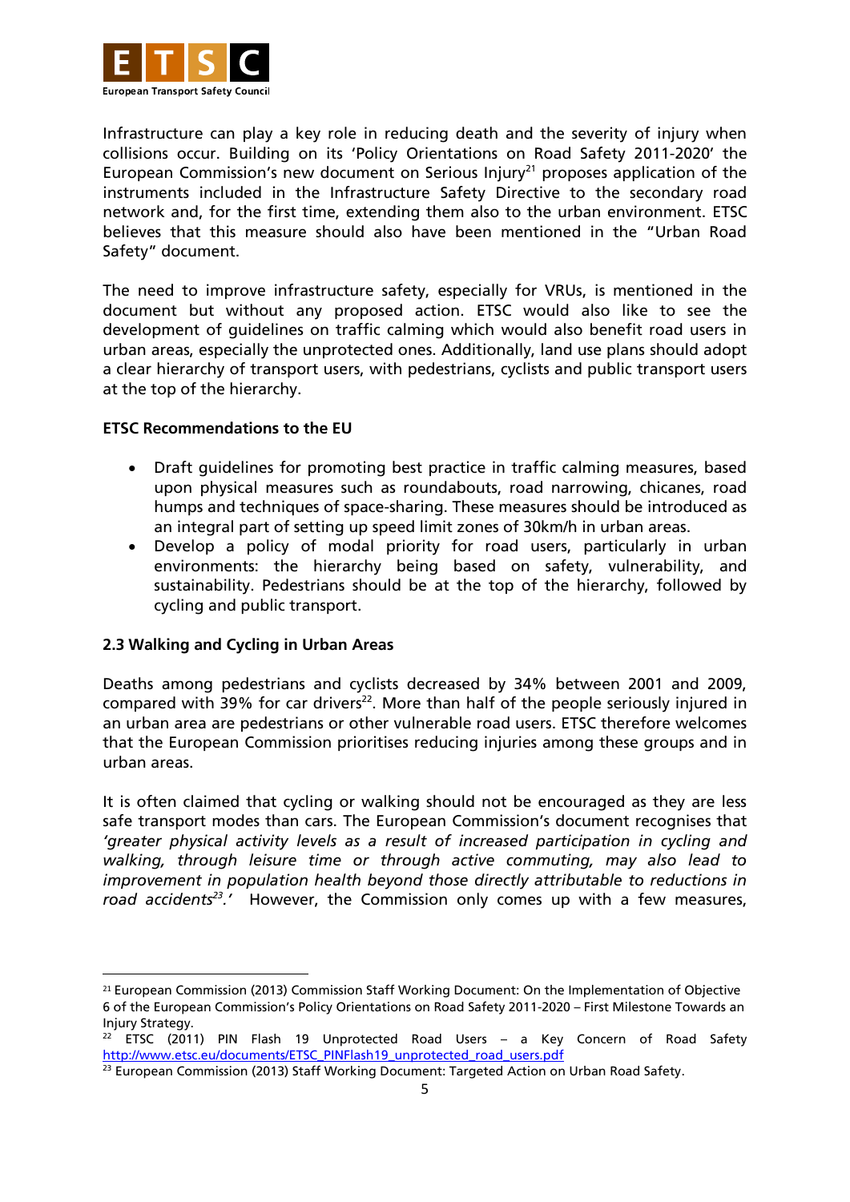Infrastructure can play a key role in reducing death and the severity of injury when collisions occur. Building on its 'Policy Orientations on Road Safety 2011-2020' the European Commission's new document on Serious Injury[21] proposes application of the instruments included in the Infrastructure Safety Directive to the secondary road network and, for the first time, extending them also to the urban environment. ETSC believes that this measure should also have been mentioned in the "Urban Road Safety" document.

The need to improve infrastructure safety, especially for VRUs, is mentioned in the document but without any proposed action. ETSC would also like to see the development of guidelines on traffic calming which would also benefit road users in urban areas, especially the unprotected ones. Additionally, land use plans should adopt a clear hierarchy of transport users, with pedestrians, cyclists and public transport users at the top of the hierarchy.

**ETSC Recommendations to the EU**

- Draft guidelines for promoting best practice in traffic calming measures, based upon physical measures such as roundabouts, road narrowing, chicanes, road humps and techniques of space-sharing. These measures should be introduced as an integral part of setting up speed limit zones of 30km/h in urban areas.
- Develop a policy of modal priority for road users, particularly in urban environments: the hierarchy being based on safety, vulnerability, and sustainability. Pedestrians should be at the top of the hierarchy, followed by cycling and public transport.

### 2.3 Walking and Cycling in Urban Areas

Deaths among pedestrians and cyclists decreased by 34% between 2001 and 2009, compared with 39% for car drivers[22]. More than half of the people seriously injured in an urban area are pedestrians or other vulnerable road users. ETSC therefore welcomes that the European Commission prioritises reducing injuries among these groups and in urban areas.

It is often claimed that cycling or walking should not be encouraged as they are less safe transport modes than cars. The European Commission's document recognises that *'greater physical activity levels as a result of increased participation in cycling and walking, through leisure time or through active commuting, may also lead to improvement in population health beyond those directly attributable to reductions in road accidents[23].'* However, the Commission only comes up with a few measures,

---

[21] European Commission (2013) Commission Staff Working Document: On the Implementation of Objective 6 of the European Commission's Policy Orientations on Road Safety 2011-2020 – First Milestone Towards an Injury Strategy.

[22] ETSC (2011) PIN Flash 19 Unprotected Road Users – a Key Concern of Road Safety http://www.etsc.eu/documents/ETSC_PINFlash19_unprotected_road_users.pdf

[23] European Commission (2013) Staff Working Document: Targeted Action on Urban Road Safety.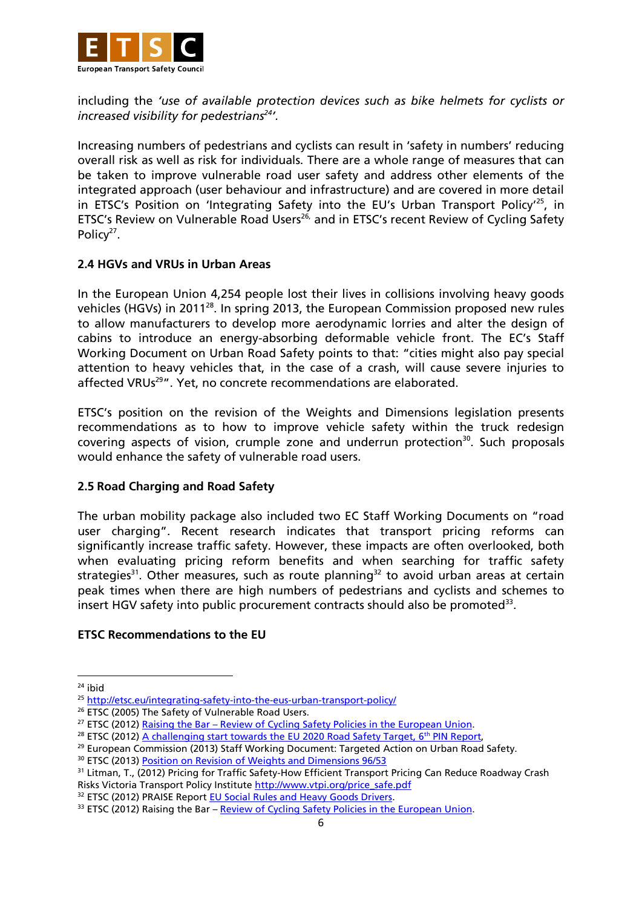including the *'use of available protection devices such as bike helmets for cyclists or increased visibility for pedestrians[24]'*.

Increasing numbers of pedestrians and cyclists can result in 'safety in numbers' reducing overall risk as well as risk for individuals. There are a whole range of measures that can be taken to improve vulnerable road user safety and address other elements of the integrated approach (user behaviour and infrastructure) and are covered in more detail in ETSC's Position on 'Integrating Safety into the EU's Urban Transport Policy'[25], in ETSC's Review on Vulnerable Road Users[26] and in ETSC's recent Review of Cycling Safety Policy[27].

### 2.4 HGVs and VRUs in Urban Areas

In the European Union 4,254 people lost their lives in collisions involving heavy goods vehicles (HGVs) in 2011[28]. In spring 2013, the European Commission proposed new rules to allow manufacturers to develop more aerodynamic lorries and alter the design of cabins to introduce an energy-absorbing deformable vehicle front. The EC's Staff Working Document on Urban Road Safety points to that: "cities might also pay special attention to heavy vehicles that, in the case of a crash, will cause severe injuries to affected VRUs[29]". Yet, no concrete recommendations are elaborated.

ETSC's position on the revision of the Weights and Dimensions legislation presents recommendations as to how to improve vehicle safety within the truck redesign covering aspects of vision, crumple zone and underrun protection[30]. Such proposals would enhance the safety of vulnerable road users.

### 2.5 Road Charging and Road Safety

The urban mobility package also included two EC Staff Working Documents on "road user charging". Recent research indicates that transport pricing reforms can significantly increase traffic safety. However, these impacts are often overlooked, both when evaluating pricing reform benefits and when searching for traffic safety strategies[31]. Other measures, such as route planning[32] to avoid urban areas at certain peak times when there are high numbers of pedestrians and cyclists and schemes to insert HGV safety into public procurement contracts should also be promoted[33].

### ETSC Recommendations to the EU

---

[24] ibid
[25] http://etsc.eu/integrating-safety-into-the-eus-urban-transport-policy/
[26] ETSC (2005) The Safety of Vulnerable Road Users.
[27] ETSC (2012) Raising the Bar – Review of Cycling Safety Policies in the European Union.
[28] ETSC (2012) A challenging start towards the EU 2020 Road Safety Target, 6th PIN Report.
[29] European Commission (2013) Staff Working Document: Targeted Action on Urban Road Safety.
[30] ETSC (2013) Position on Revision of Weights and Dimensions 96/53
[31] Litman, T., (2012) Pricing for Traffic Safety-How Efficient Transport Pricing Can Reduce Roadway Crash Risks Victoria Transport Policy Institute http://www.vtpi.org/price_safe.pdf
[32] ETSC (2012) PRAISE Report EU Social Rules and Heavy Goods Drivers.
[33] ETSC (2012) Raising the Bar – Review of Cycling Safety Policies in the European Union.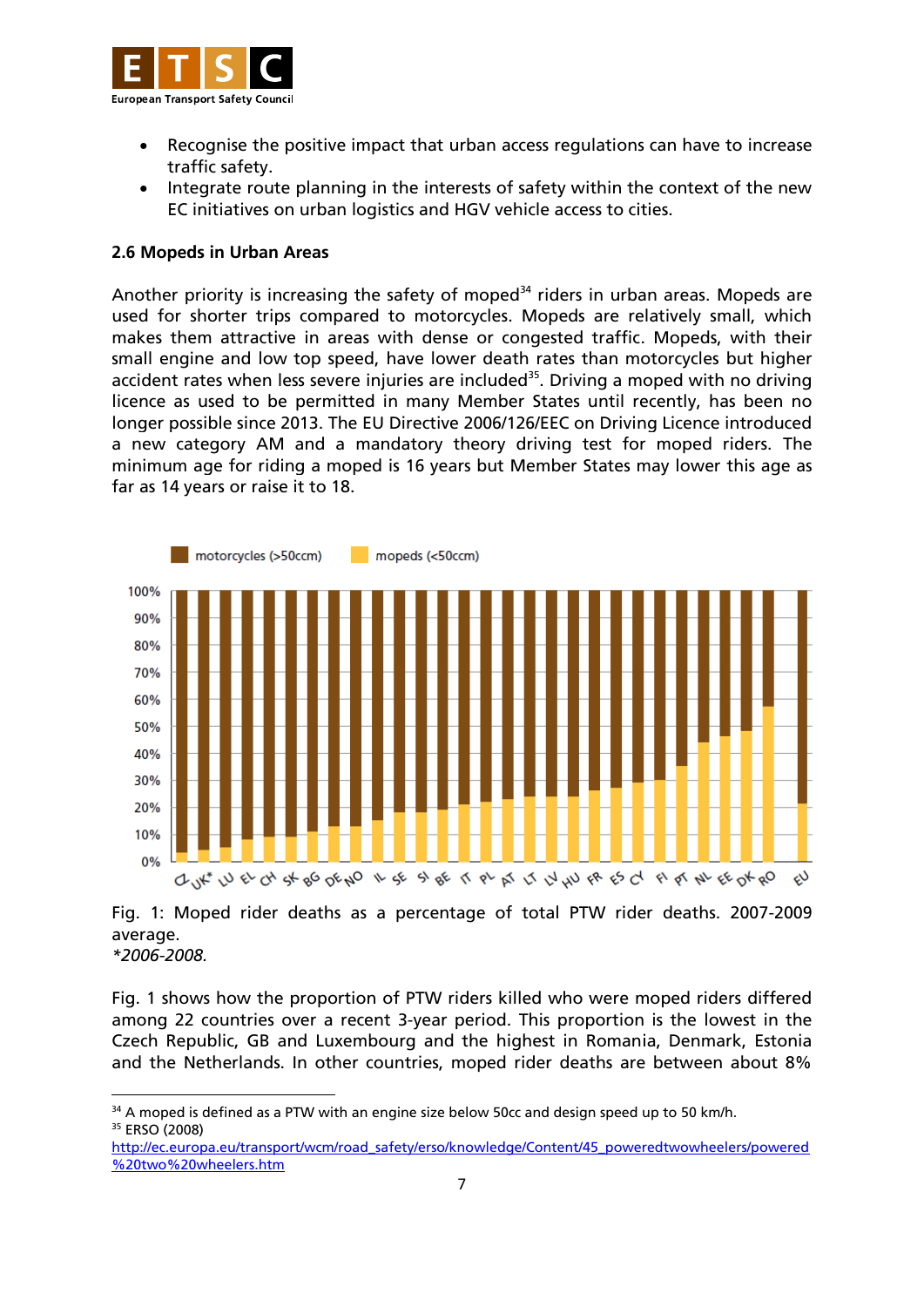- Recognise the positive impact that urban access regulations can have to increase traffic safety.
- Integrate route planning in the interests of safety within the context of the new EC initiatives on urban logistics and HGV vehicle access to cities.

### 2.6 Mopeds in Urban Areas

Another priority is increasing the safety of moped[34] riders in urban areas. Mopeds are used for shorter trips compared to motorcycles. Mopeds are relatively small, which makes them attractive in areas with dense or congested traffic. Mopeds, with their small engine and low top speed, have lower death rates than motorcycles but higher accident rates when less severe injuries are included[35]. Driving a moped with no driving licence as used to be permitted in many Member States until recently, has been no longer possible since 2013. The EU Directive 2006/126/EEC on Driving Licence introduced a new category AM and a mandatory theory driving test for moped riders. The minimum age for riding a moped is 16 years but Member States may lower this age as far as 14 years or raise it to 18.

Fig. 1: Moped rider deaths as a percentage of total PTW rider deaths. 2007-2009 average.
*\*2006-2008.*

Fig. 1 shows how the proportion of PTW riders killed who were moped riders differed among 22 countries over a recent 3-year period. This proportion is the lowest in the Czech Republic, GB and Luxembourg and the highest in Romania, Denmark, Estonia and the Netherlands. In other countries, moped rider deaths are between about 8%

---

[34] A moped is defined as a PTW with an engine size below 50cc and design speed up to 50 km/h.

[35] ERSO (2008) http://ec.europa.eu/transport/wcm/road_safety/erso/knowledge/Content/45_poweredtwowheelers/powered%20two%20wheelers.htm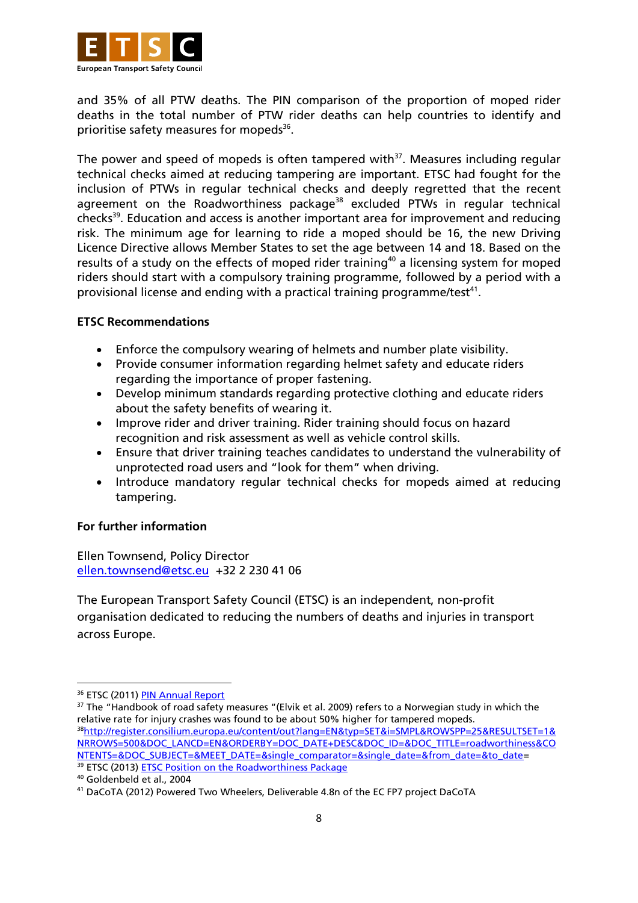and 35% of all PTW deaths. The PIN comparison of the proportion of moped rider deaths in the total number of PTW rider deaths can help countries to identify and prioritise safety measures for mopeds[36].

The power and speed of mopeds is often tampered with[37]. Measures including regular technical checks aimed at reducing tampering are important. ETSC had fought for the inclusion of PTWs in regular technical checks and deeply regretted that the recent agreement on the Roadworthiness package[38] excluded PTWs in regular technical checks[39]. Education and access is another important area for improvement and reducing risk. The minimum age for learning to ride a moped should be 16, the new Driving Licence Directive allows Member States to set the age between 14 and 18. Based on the results of a study on the effects of moped rider training[40] a licensing system for moped riders should start with a compulsory training programme, followed by a period with a provisional license and ending with a practical training programme/test[41].

**ETSC Recommendations**

- Enforce the compulsory wearing of helmets and number plate visibility.
- Provide consumer information regarding helmet safety and educate riders regarding the importance of proper fastening.
- Develop minimum standards regarding protective clothing and educate riders about the safety benefits of wearing it.
- Improve rider and driver training. Rider training should focus on hazard recognition and risk assessment as well as vehicle control skills.
- Ensure that driver training teaches candidates to understand the vulnerability of unprotected road users and "look for them" when driving.
- Introduce mandatory regular technical checks for mopeds aimed at reducing tampering.

**For further information**

Ellen Townsend, Policy Director
ellen.townsend@etsc.eu +32 2 230 41 06

The European Transport Safety Council (ETSC) is an independent, non-profit organisation dedicated to reducing the numbers of deaths and injuries in transport across Europe.

---

[36] ETSC (2011) PIN Annual Report

[37] The "Handbook of road safety measures "(Elvik et al. 2009) refers to a Norwegian study in which the relative rate for injury crashes was found to be about 50% higher for tampered mopeds.

[38] http://register.consilium.europa.eu/content/out?lang=EN&typ=SET&i=SMPL&ROWSPP=25&RESULTSET=1&NRROWS=500&DOC_LANCD=EN&ORDERBY=DOC_DATE+DESC&DOC_ID=&DOC_TITLE=roadworthiness&CONTENTS=&DOC_SUBJECT=&MEET_DATE=&single_comparator=&single_date=&from_date=&to_date=

[39] ETSC (2013) ETSC Position on the Roadworthiness Package

[40] Goldenbeld et al., 2004

[41] DaCoTA (2012) Powered Two Wheelers, Deliverable 4.8n of the EC FP7 project DaCoTA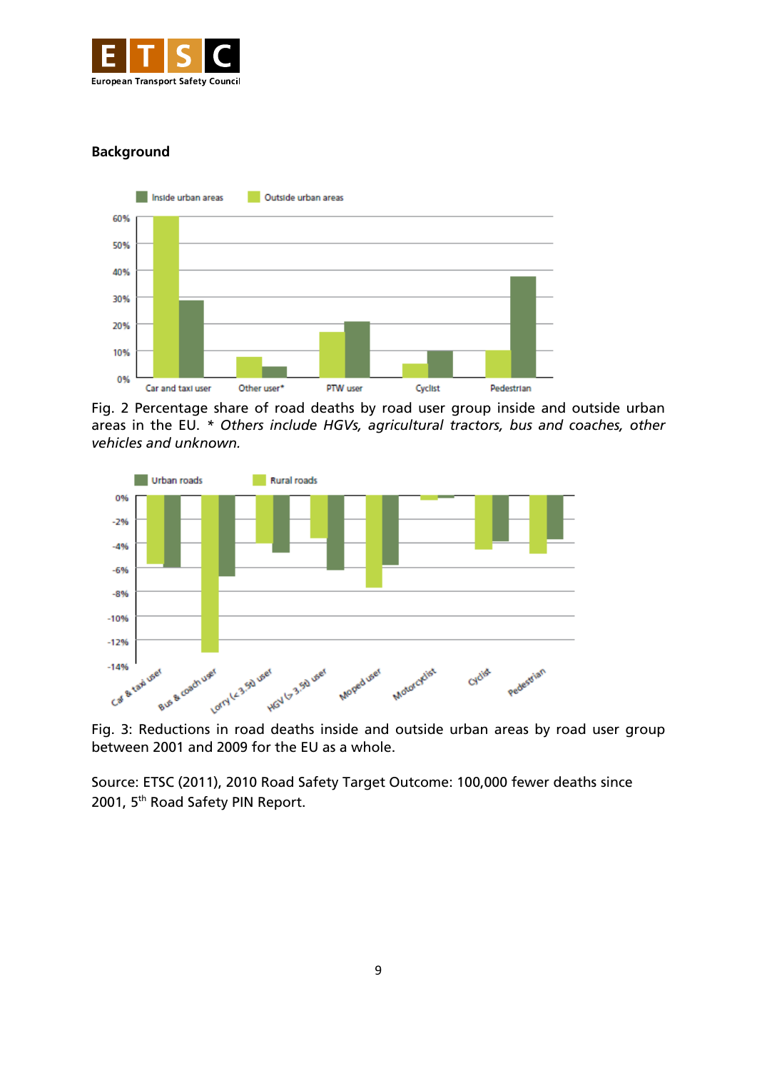**Background**

Inside urban areas
Outside urban areas

60%
50%
40%
30%
20%
10%
0%

Car and taxi user
Other user*
PTW user
Cyclist
Pedestrian

Fig. 2 Percentage share of road deaths by road user group inside and outside urban areas in the EU. * *Others include HGVs, agricultural tractors, bus and coaches, other vehicles and unknown.*

Urban roads
Rural roads

0%
-2%
-4%
-6%
-8%
-10%
-12%
-14%

Car & taxi user
Bus & coach user
Lorry (< 3.5t) user
HGV (> 3.5t) user
Moped user
Motorcyclist
Cyclist
Pedestrian

Fig. 3: Reductions in road deaths inside and outside urban areas by road user group between 2001 and 2009 for the EU as a whole.

Source: ETSC (2011), 2010 Road Safety Target Outcome: 100,000 fewer deaths since 2001, 5th Road Safety PIN Report.